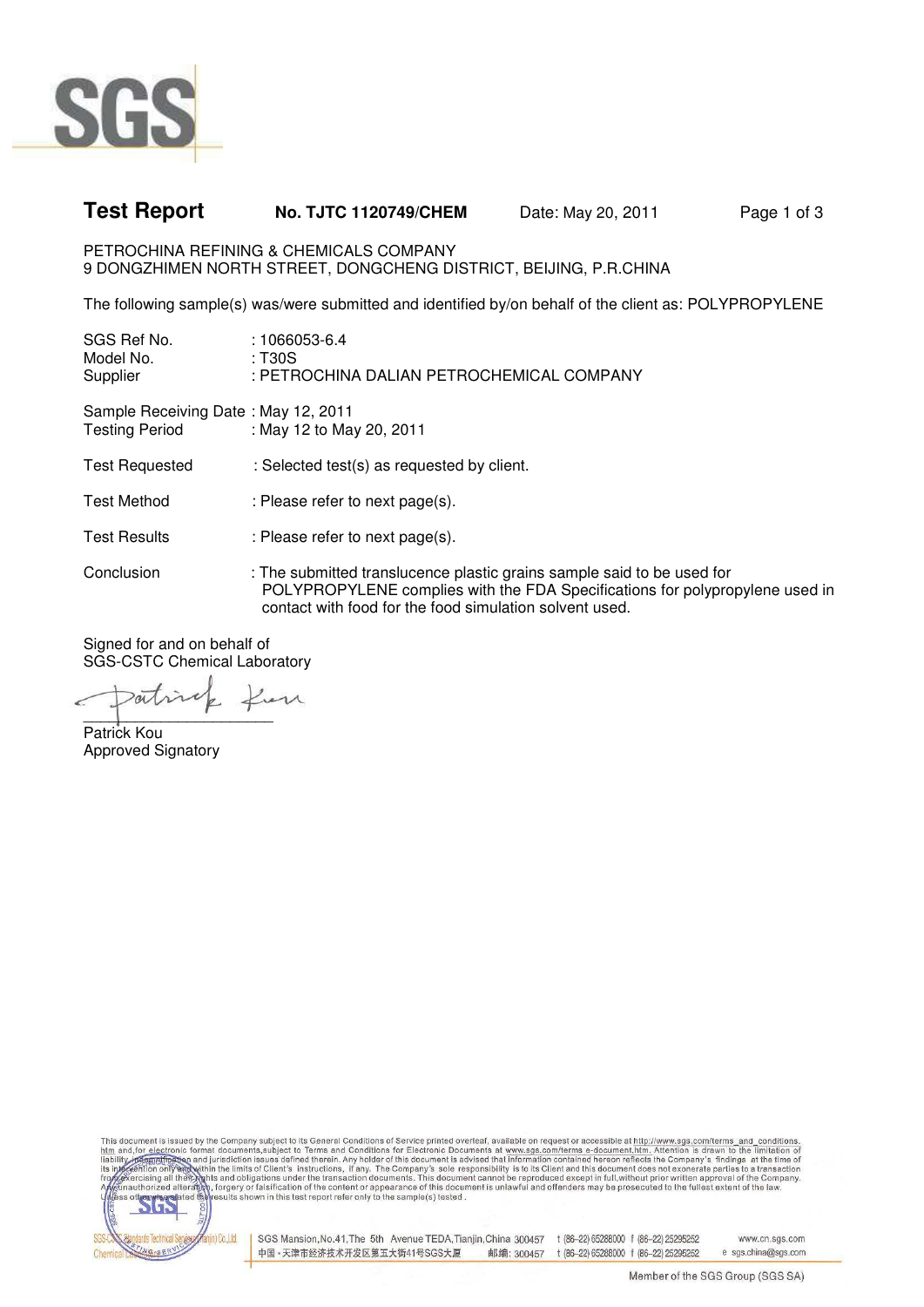# Test Report

**No. TJTC 1120749/CHEM** Date: May 20, 2011

PETROCHINA REFINING & CHEMICALS COMPANY
9 DONGZHIMEN NORTH STREET, DONGCHENG DISTRICT, BEIJING, P.R.CHINA

The following sample(s) was/were submitted and identified by/on behalf of the client as: POLYPROPYLENE

SGS Ref No. : 1066053-6.4
Model No. : T30S
Supplier : PETROCHINA DALIAN PETROCHEMICAL COMPANY

Sample Receiving Date : May 12, 2011
Testing Period : May 12 to May 20, 2011

Test Requested : Selected test(s) as requested by client.

Test Method : Please refer to next page(s).

Test Results : Please refer to next page(s).

Conclusion : The submitted translucence plastic grains sample said to be used for POLYPROPYLENE complies with the FDA Specifications for polypropylene used in contact with food for the food simulation solvent used.

Signed for and on behalf of
SGS-CSTC Chemical Laboratory

Patrick Kou
Approved Signatory

This document is issued by the Company subject to its General Conditions of Service printed overleaf, available on request or accessible at http://www.sgs.com/terms_and_conditions.htm and, for electronic format documents, subject to Terms and Conditions for Electronic Documents at www.sgs.com/terms_e-document.htm. Attention is drawn to the limitation of liability, indemnification and jurisdiction issues defined therein. Any holder of this document is advised that information contained hereon reflects the Company's findings at the time of its intervention only and within the limits of Client's instructions, if any. The Company's sole responsibility is to its Client and this document does not exonerate parties to a transaction from exercising all their rights and obligations under the transaction documents. This document cannot be reproduced except in full, without prior written approval of the Company. Any unauthorized alteration, forgery or falsification of the content or appearance of this document is unlawful and offenders may be prosecuted to the fullest extent of the law. Unless otherwise stated the results shown in this test report refer only to the sample(s) tested.

SGS-CSTC Standards Technical Services (Tianjin) Co.,Ltd. Chemical Lab.
SGS Mansion,No.41,The 5th Avenue TEDA,Tianjin,China 300457 t (86-22) 65288000 f (86-22) 25295252 www.cn.sgs.com
中国・天津市经济技术开发区第五大街41号SGS大厦 邮编: 300457 t (86-22) 65288000 f (86-22) 25295252 e sgs.china@sgs.com

Member of the SGS Group (SGS SA)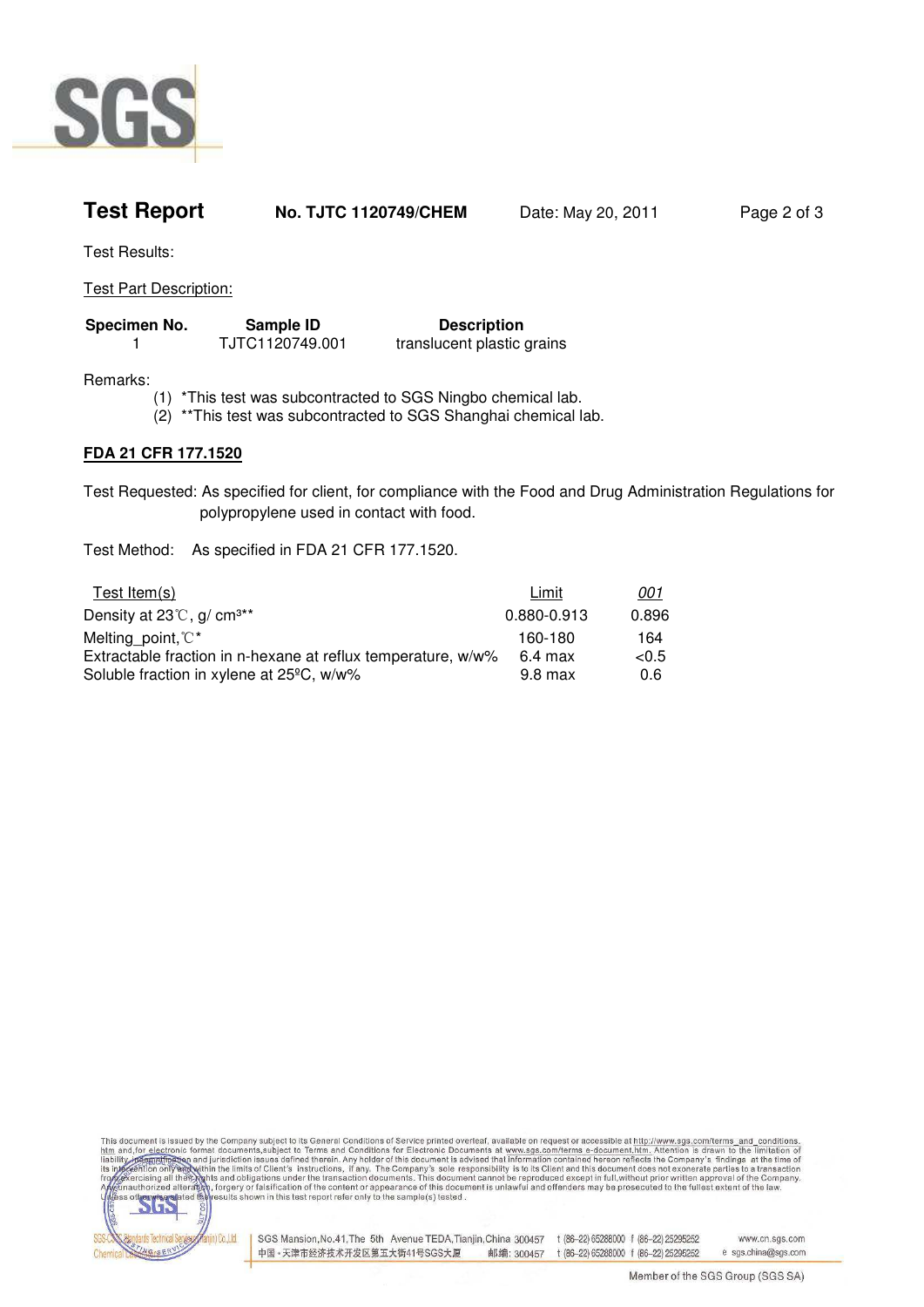# Test Report

**No. TJTC 1120749/CHEM** Date: May 20, 2011

Test Results:

Test Part Description:

| Specimen No. | Sample ID | Description |
|---|---|---|
| 1 | TJTC1120749.001 | translucent plastic grains |

Remarks:

(1) *This test was subcontracted to SGS Ningbo chemical lab.
(2) **This test was subcontracted to SGS Shanghai chemical lab.

**FDA 21 CFR 177.1520**

Test Requested: As specified for client, for compliance with the Food and Drug Administration Regulations for polypropylene used in contact with food.

Test Method: As specified in FDA 21 CFR 177.1520.

| Test Item(s) | Limit | *001* |
|---|---|---|
| Density at 23℃, g/ $cm^3$** | 0.880-0.913 | 0.896 |
| Melting_point,℃* | 160-180 | 164 |
| Extractable fraction in n-hexane at reflux temperature, w/w% | 6.4 max | <0.5 |
| Soluble fraction in xylene at 25ºC, w/w% | 9.8 max | 0.6 |

This document is issued by the Company subject to its General Conditions of Service printed overleaf, available on request or accessible at http://www.sgs.com/terms_and_conditions.htm and, for electronic format documents, subject to Terms and Conditions for Electronic Documents at www.sgs.com/terms_e-document.htm. Attention is drawn to the limitation of liability, indemnification and jurisdiction issues defined therein. Any holder of this document is advised that information contained hereon reflects the Company's findings at the time of its intervention only and within the limits of Client's instructions, if any. The Company's sole responsibility is to its Client and this document does not exonerate parties to a transaction from exercising all their rights and obligations under the transaction documents. This document cannot be reproduced except in full, without prior written approval of the Company. Any unauthorized alteration, forgery or falsification of the content or appearance of this document is unlawful and offenders may be prosecuted to the fullest extent of the law. Unless otherwise stated the results shown in this test report refer only to the sample(s) tested.

SGS-CSTC Standards Technical Services (Tianjin) Co.,Ltd. Chemical Lab | SGS Mansion,No.41,The 5th Avenue TEDA,Tianjin,China 300457 t (86-22) 65288000 f (86-22) 25295252 www.cn.sgs.com
中国・天津市经济技术开发区第五大街41号SGS大厦 邮编: 300457 t (86-22) 65288000 f (86-22) 25295252 e sgs.china@sgs.com

Member of the SGS Group (SGS SA)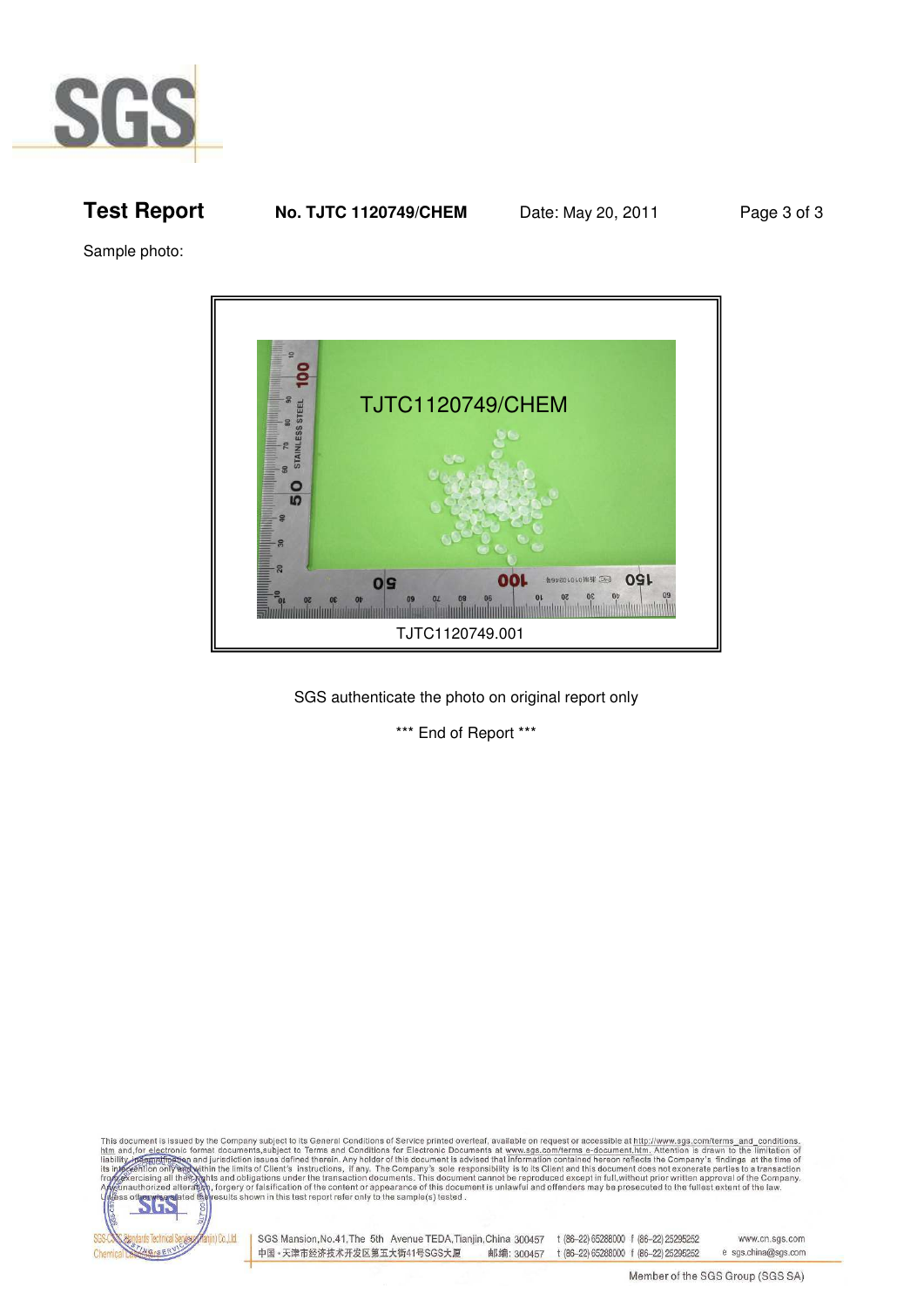**Test Report** No. TJTC 1120749/CHEM Date: May 20, 2011

Sample photo:

TJTC1120749/CHEM

TJTC1120749.001

SGS authenticate the photo on original report only

*** End of Report ***

This document is issued by the Company subject to its General Conditions of Service printed overleaf, available on request or accessible at http://www.sgs.com/terms_and_conditions.htm and, for electronic format documents, subject to Terms and Conditions for Electronic Documents at www.sgs.com/terms_e-document.htm. Attention is drawn to the limitation of liability, indemnification and jurisdiction issues defined therein. Any holder of this document is advised that information contained hereon reflects the Company's findings at the time of its intervention only and within the limits of Client's instructions, if any. The Company's sole responsibility is to its Client and this document does not exonerate parties to a transaction from exercising all their rights and obligations under the transaction documents. This document cannot be reproduced except in full, without prior written approval of the Company. Any unauthorized alteration, forgery or falsification of the content or appearance of this document is unlawful and offenders may be prosecuted to the fullest extent of the law. Unless otherwise stated the results shown in this test report refer only to the sample(s) tested.

SGS-CSTC Standards Technical Services (Tianjin) Co., Ltd. Chemical Lab.

SGS Mansion, No.41, The 5th Avenue TEDA, Tianjin, China 300457 t (86-22) 65288000 f (86-22) 25295252 www.cn.sgs.com

中国・天津市经济技术开发区第五大街41号SGS大厦 邮编: 300457 t (86-22) 65288000 f (86-22) 25295252 e sgs.china@sgs.com

Member of the SGS Group (SGS SA)